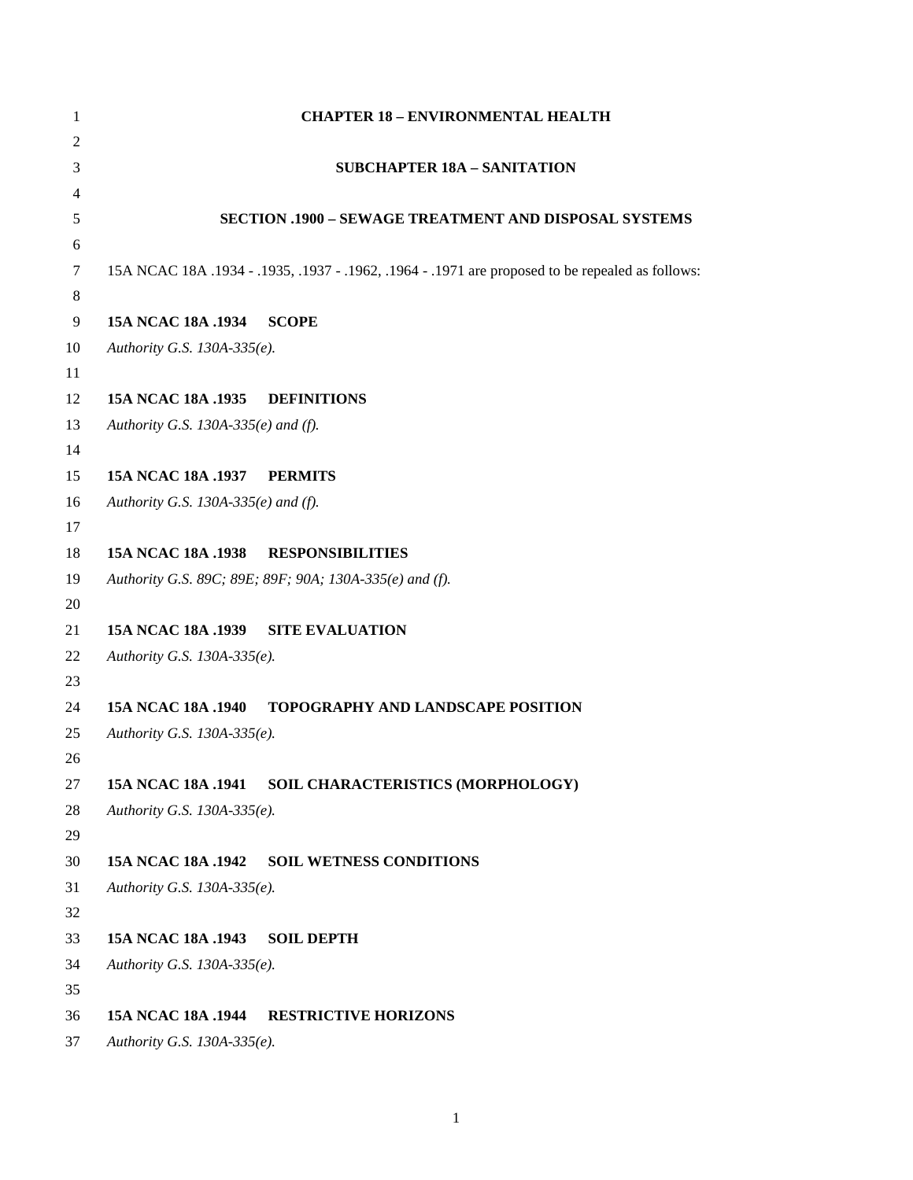# CHAPTER 18 – ENVIRONMENTAL HEALTH

## SUBCHAPTER 18A – SANITATION

### SECTION .1900 – SEWAGE TREATMENT AND DISPOSAL SYSTEMS

15A NCAC 18A .1934 - .1935, .1937 - .1962, .1964 - .1971 are proposed to be repealed as follows:

**15A NCAC 18A .1934 SCOPE**

*Authority G.S. 130A-335(e).*

**15A NCAC 18A .1935 DEFINITIONS**

*Authority G.S. 130A-335(e) and (f).*

**15A NCAC 18A .1937 PERMITS**

*Authority G.S. 130A-335(e) and (f).*

**15A NCAC 18A .1938 RESPONSIBILITIES**

*Authority G.S. 89C; 89E; 89F; 90A; 130A-335(e) and (f).*

**15A NCAC 18A .1939 SITE EVALUATION**

*Authority G.S. 130A-335(e).*

**15A NCAC 18A .1940 TOPOGRAPHY AND LANDSCAPE POSITION**

*Authority G.S. 130A-335(e).*

**15A NCAC 18A .1941 SOIL CHARACTERISTICS (MORPHOLOGY)**

*Authority G.S. 130A-335(e).*

**15A NCAC 18A .1942 SOIL WETNESS CONDITIONS**

*Authority G.S. 130A-335(e).*

**15A NCAC 18A .1943 SOIL DEPTH**

*Authority G.S. 130A-335(e).*

**15A NCAC 18A .1944 RESTRICTIVE HORIZONS**

*Authority G.S. 130A-335(e).*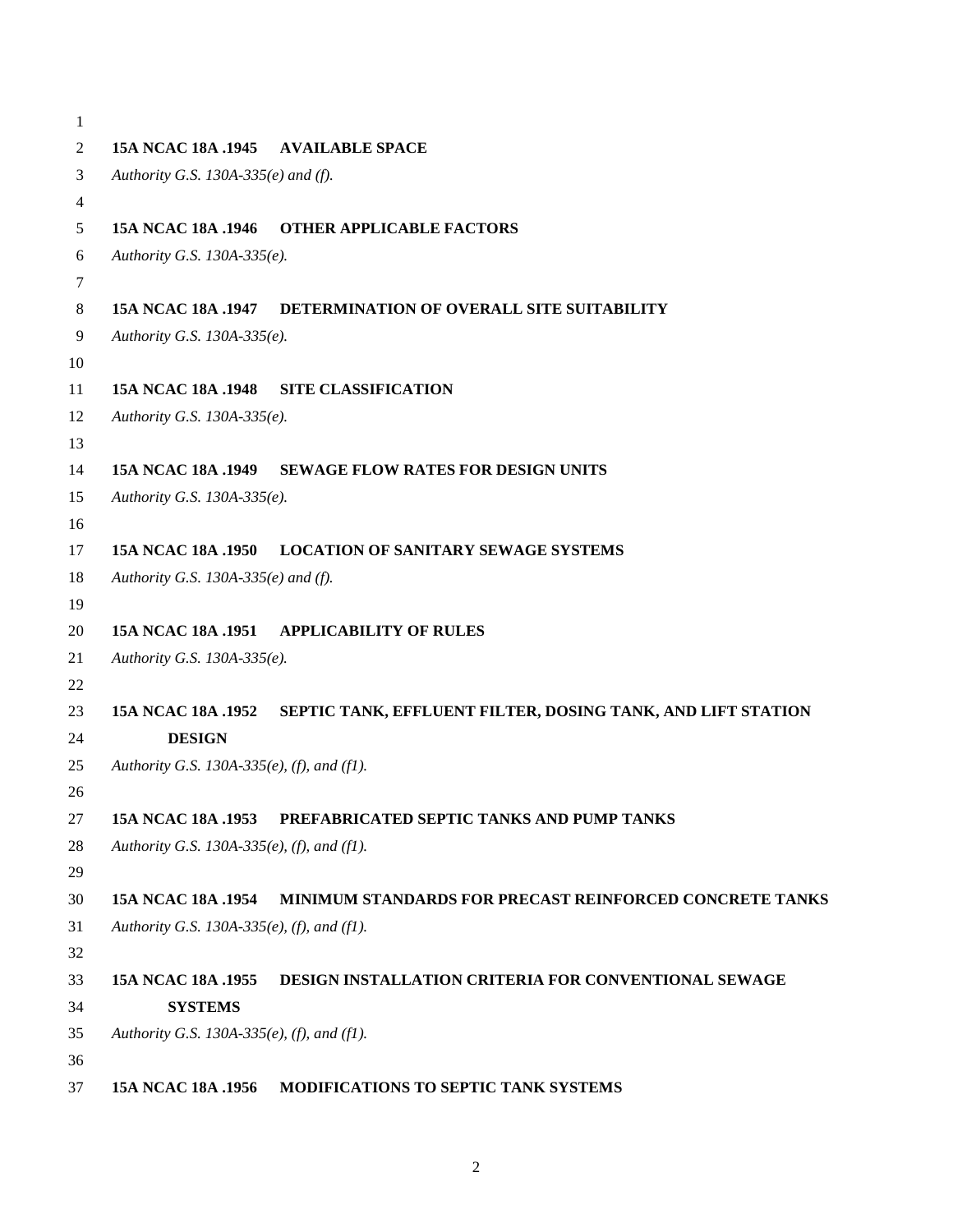**15A NCAC 18A .1945 AVAILABLE SPACE**

*Authority G.S. 130A-335(e) and (f).*

**15A NCAC 18A .1946 OTHER APPLICABLE FACTORS**

*Authority G.S. 130A-335(e).*

**15A NCAC 18A .1947 DETERMINATION OF OVERALL SITE SUITABILITY**

*Authority G.S. 130A-335(e).*

**15A NCAC 18A .1948 SITE CLASSIFICATION**

*Authority G.S. 130A-335(e).*

**15A NCAC 18A .1949 SEWAGE FLOW RATES FOR DESIGN UNITS**

*Authority G.S. 130A-335(e).*

**15A NCAC 18A .1950 LOCATION OF SANITARY SEWAGE SYSTEMS**

*Authority G.S. 130A-335(e) and (f).*

**15A NCAC 18A .1951 APPLICABILITY OF RULES**

*Authority G.S. 130A-335(e).*

**15A NCAC 18A .1952 SEPTIC TANK, EFFLUENT FILTER, DOSING TANK, AND LIFT STATION DESIGN**

*Authority G.S. 130A-335(e), (f), and (f1).*

**15A NCAC 18A .1953 PREFABRICATED SEPTIC TANKS AND PUMP TANKS**

*Authority G.S. 130A-335(e), (f), and (f1).*

**15A NCAC 18A .1954 MINIMUM STANDARDS FOR PRECAST REINFORCED CONCRETE TANKS**

*Authority G.S. 130A-335(e), (f), and (f1).*

**15A NCAC 18A .1955 DESIGN INSTALLATION CRITERIA FOR CONVENTIONAL SEWAGE SYSTEMS**

*Authority G.S. 130A-335(e), (f), and (f1).*

**15A NCAC 18A .1956 MODIFICATIONS TO SEPTIC TANK SYSTEMS**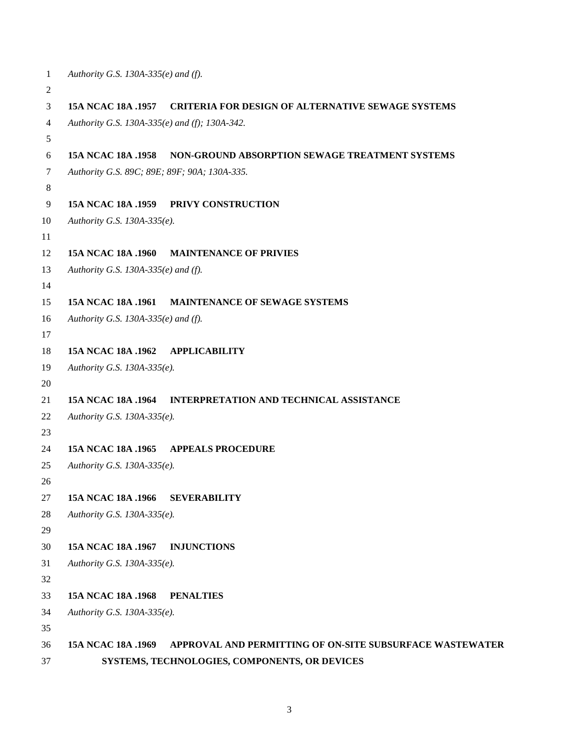*Authority G.S. 130A-335(e) and (f).*

**15A NCAC 18A .1957 CRITERIA FOR DESIGN OF ALTERNATIVE SEWAGE SYSTEMS**

*Authority G.S. 130A-335(e) and (f); 130A-342.*

**15A NCAC 18A .1958 NON-GROUND ABSORPTION SEWAGE TREATMENT SYSTEMS**

*Authority G.S. 89C; 89E; 89F; 90A; 130A-335.*

**15A NCAC 18A .1959 PRIVY CONSTRUCTION**

*Authority G.S. 130A-335(e).*

**15A NCAC 18A .1960 MAINTENANCE OF PRIVIES**

*Authority G.S. 130A-335(e) and (f).*

**15A NCAC 18A .1961 MAINTENANCE OF SEWAGE SYSTEMS**

*Authority G.S. 130A-335(e) and (f).*

**15A NCAC 18A .1962 APPLICABILITY**

*Authority G.S. 130A-335(e).*

**15A NCAC 18A .1964 INTERPRETATION AND TECHNICAL ASSISTANCE**

*Authority G.S. 130A-335(e).*

**15A NCAC 18A .1965 APPEALS PROCEDURE**

*Authority G.S. 130A-335(e).*

**15A NCAC 18A .1966 SEVERABILITY**

*Authority G.S. 130A-335(e).*

**15A NCAC 18A .1967 INJUNCTIONS**

*Authority G.S. 130A-335(e).*

**15A NCAC 18A .1968 PENALTIES**

*Authority G.S. 130A-335(e).*

**15A NCAC 18A .1969 APPROVAL AND PERMITTING OF ON-SITE SUBSURFACE WASTEWATER SYSTEMS, TECHNOLOGIES, COMPONENTS, OR DEVICES**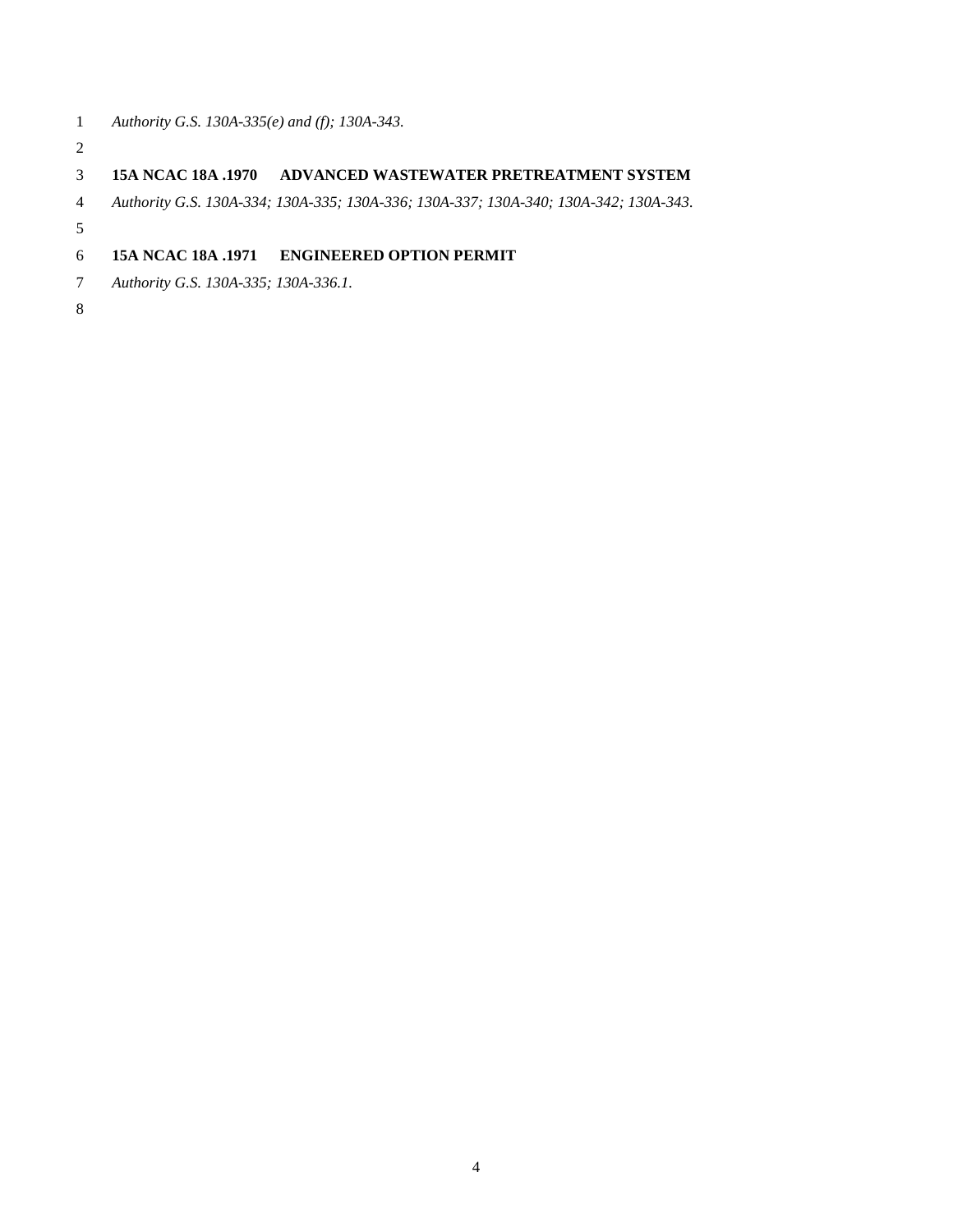*Authority G.S. 130A-335(e) and (f); 130A-343.*

**15A NCAC 18A .1970 ADVANCED WASTEWATER PRETREATMENT SYSTEM**

*Authority G.S. 130A-334; 130A-335; 130A-336; 130A-337; 130A-340; 130A-342; 130A-343.*

**15A NCAC 18A .1971 ENGINEERED OPTION PERMIT**

*Authority G.S. 130A-335; 130A-336.1.*